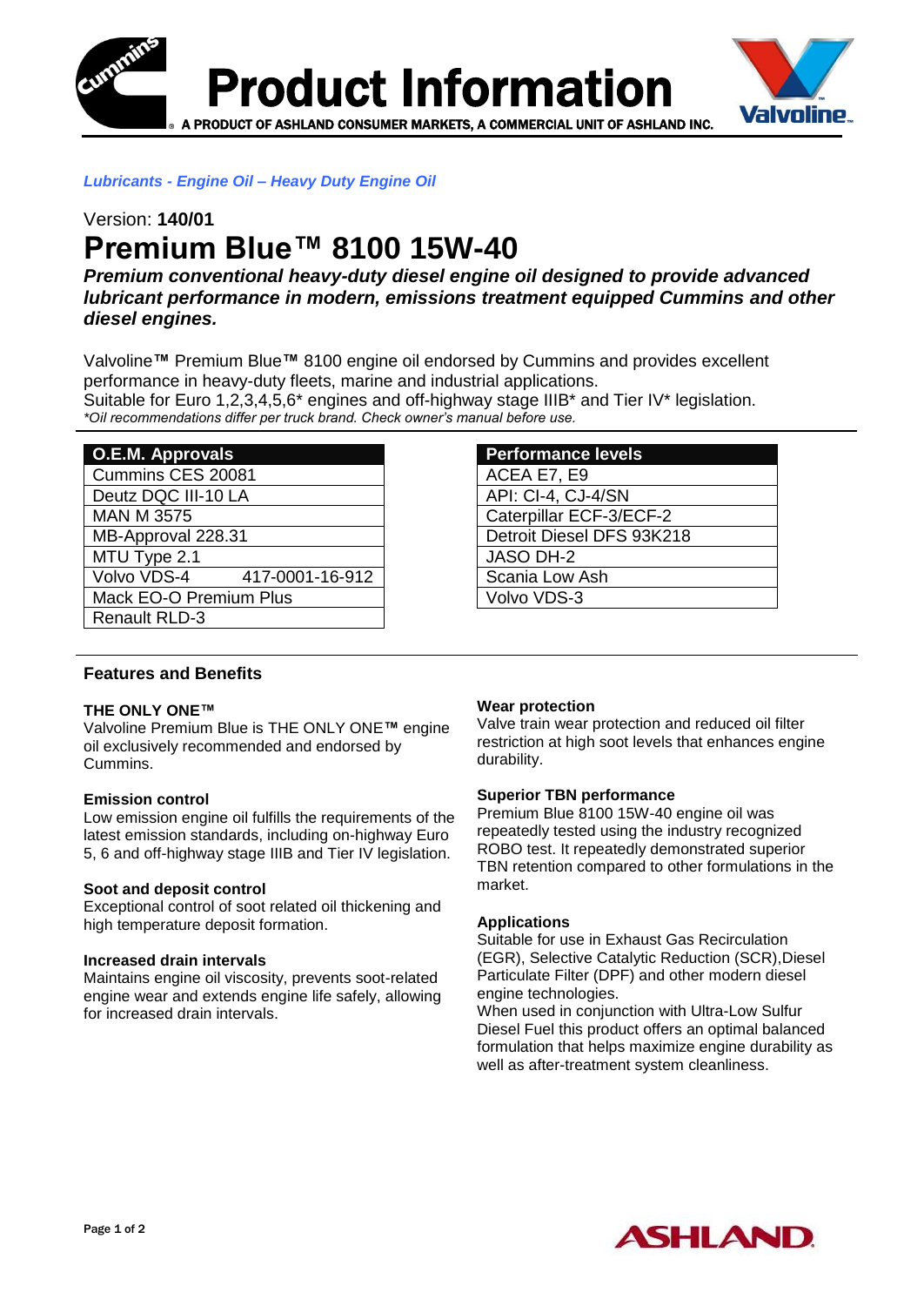# Product Information

A PRODUCT OF ASHLAND CONSUMER MARKETS, A COMMERCIAL UNIT OF ASHLAND INC.

*Lubricants - Engine Oil – Heavy Duty Engine Oil*

Version: **140/01**

# Premium Blue™ 8100 15W-40

***Premium conventional heavy-duty diesel engine oil designed to provide advanced lubricant performance in modern, emissions treatment equipped Cummins and other diesel engines.***

Valvoline™ Premium Blue™ 8100 engine oil endorsed by Cummins and provides excellent performance in heavy-duty fleets, marine and industrial applications.
Suitable for Euro 1,2,3,4,5,6* engines and off-highway stage IIIB* and Tier IV* legislation.
*\*Oil recommendations differ per truck brand. Check owner's manual before use.*

| O.E.M. Approvals | |
|---|---|
| Cummins CES 20081 | |
| Deutz DQC III-10 LA | |
| MAN M 3575 | |
| MB-Approval 228.31 | |
| MTU Type 2.1 | |
| Volvo VDS-4 | 417-0001-16-912 |
| Mack EO-O Premium Plus | |
| Renault RLD-3 | |

| Performance levels |
|---|
| ACEA E7, E9 |
| API: CI-4, CJ-4/SN |
| Caterpillar ECF-3/ECF-2 |
| Detroit Diesel DFS 93K218 |
| JASO DH-2 |
| Scania Low Ash |
| Volvo VDS-3 |

## Features and Benefits

**THE ONLY ONE™**
Valvoline Premium Blue is THE ONLY ONE™ engine oil exclusively recommended and endorsed by Cummins.

**Emission control**
Low emission engine oil fulfills the requirements of the latest emission standards, including on-highway Euro 5, 6 and off-highway stage IIIB and Tier IV legislation.

**Soot and deposit control**
Exceptional control of soot related oil thickening and high temperature deposit formation.

**Increased drain intervals**
Maintains engine oil viscosity, prevents soot-related engine wear and extends engine life safely, allowing for increased drain intervals.

**Wear protection**
Valve train wear protection and reduced oil filter restriction at high soot levels that enhances engine durability.

**Superior TBN performance**
Premium Blue 8100 15W-40 engine oil was repeatedly tested using the industry recognized ROBO test. It repeatedly demonstrated superior TBN retention compared to other formulations in the market.

**Applications**
Suitable for use in Exhaust Gas Recirculation (EGR), Selective Catalytic Reduction (SCR),Diesel Particulate Filter (DPF) and other modern diesel engine technologies.
When used in conjunction with Ultra-Low Sulfur Diesel Fuel this product offers an optimal balanced formulation that helps maximize engine durability as well as after-treatment system cleanliness.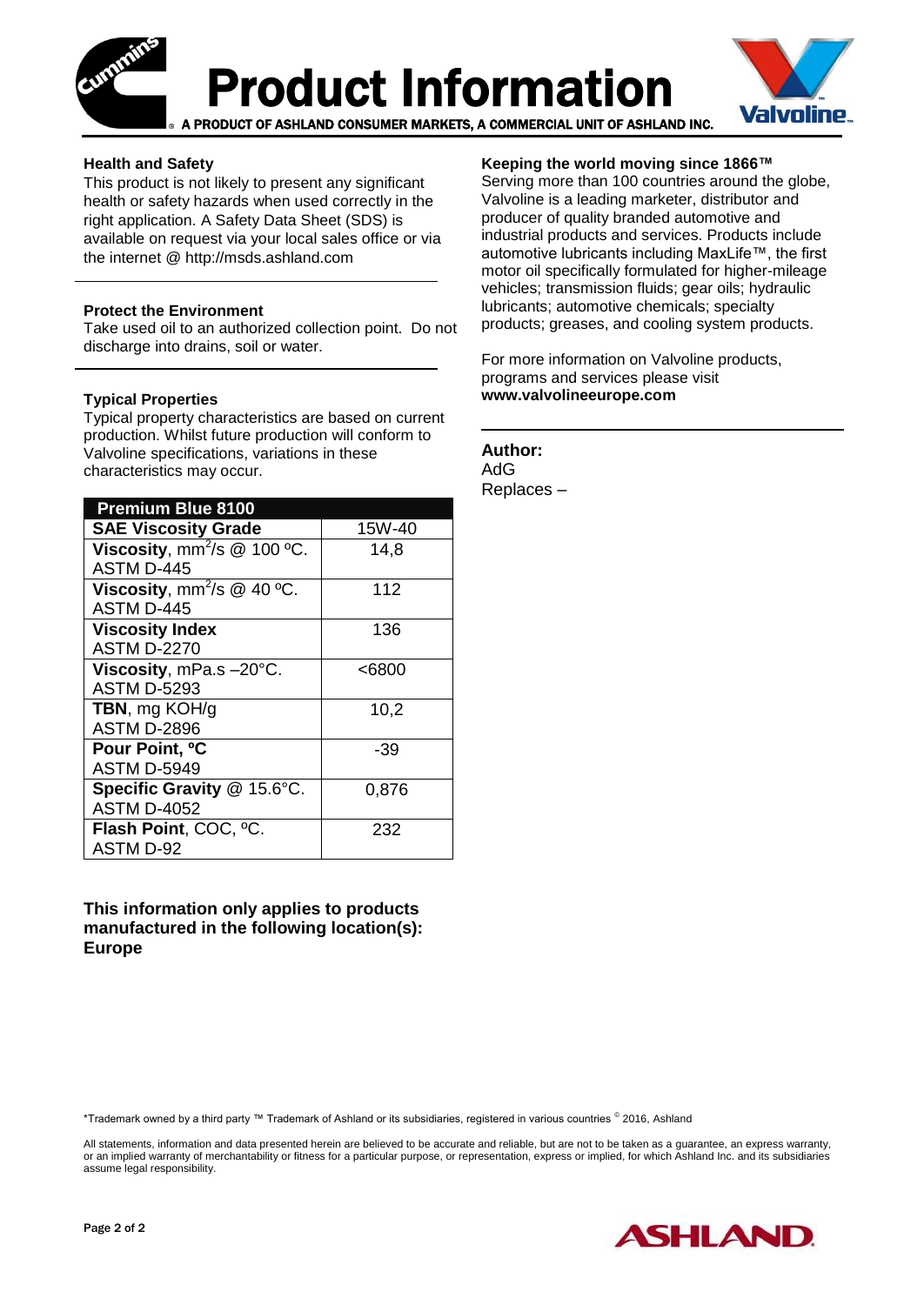# Product Information

A PRODUCT OF ASHLAND CONSUMER MARKETS, A COMMERCIAL UNIT OF ASHLAND INC.

**Health and Safety**

This product is not likely to present any significant health or safety hazards when used correctly in the right application. A Safety Data Sheet (SDS) is available on request via your local sales office or via the internet @ http://msds.ashland.com

**Protect the Environment**

Take used oil to an authorized collection point. Do not discharge into drains, soil or water.

**Typical Properties**

Typical property characteristics are based on current production. Whilst future production will conform to Valvoline specifications, variations in these characteristics may occur.

| **Premium Blue 8100** | |
|---|---|
| **SAE Viscosity Grade** | 15W-40 |
| **Viscosity**, $mm^2/s$ @ 100 ºC. ASTM D-445 | 14,8 |
| **Viscosity**, $mm^2/s$ @ 40 ºC. ASTM D-445 | 112 |
| **Viscosity Index** ASTM D-2270 | 136 |
| **Viscosity**, mPa.s –20°C. ASTM D-5293 | <6800 |
| **TBN**, mg KOH/g ASTM D-2896 | 10,2 |
| **Pour Point, ºC** ASTM D-5949 | -39 |
| **Specific Gravity** @ 15.6°C. ASTM D-4052 | 0,876 |
| **Flash Point**, COC, ºC. ASTM D-92 | 232 |

**This information only applies to products manufactured in the following location(s): Europe**

**Keeping the world moving since 1866™**

Serving more than 100 countries around the globe, Valvoline is a leading marketer, distributor and producer of quality branded automotive and industrial products and services. Products include automotive lubricants including MaxLife™, the first motor oil specifically formulated for higher-mileage vehicles; transmission fluids; gear oils; hydraulic lubricants; automotive chemicals; specialty products; greases, and cooling system products.

For more information on Valvoline products, programs and services please visit **www.valvolineeurope.com**

**Author:**
AdG
Replaces –

*Trademark owned by a third party ™ Trademark of Ashland or its subsidiaries, registered in various countries © 2016, Ashland

All statements, information and data presented herein are believed to be accurate and reliable, but are not to be taken as a guarantee, an express warranty, or an implied warranty of merchantability or fitness for a particular purpose, or representation, express or implied, for which Ashland Inc. and its subsidiaries assume legal responsibility.